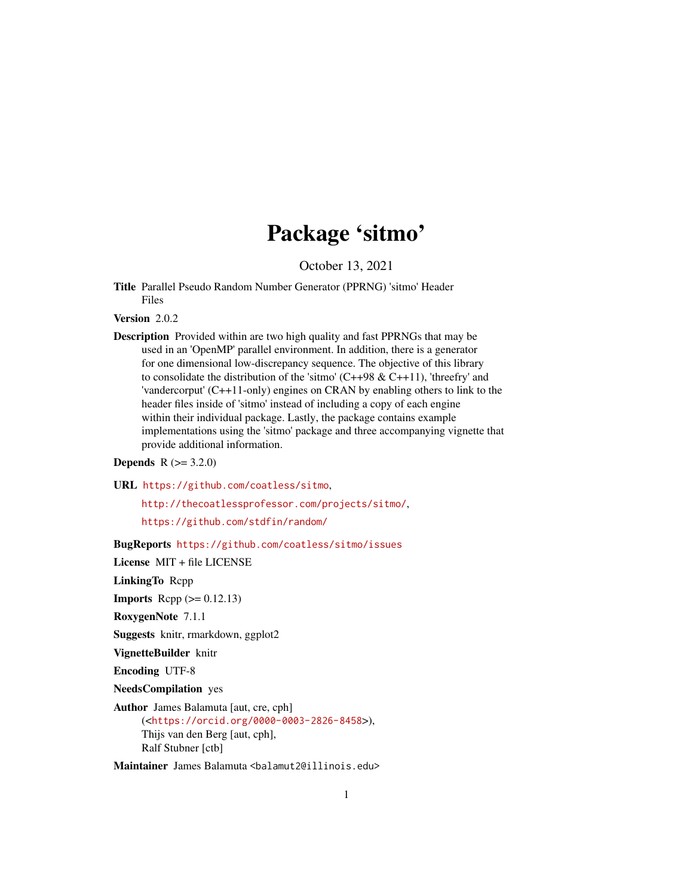# Package 'sitmo'

October 13, 2021

**Title** Parallel Pseudo Random Number Generator (PPRNG) 'sitmo' Header Files

**Version** 2.0.2

**Description** Provided within are two high quality and fast PPRNGs that may be used in an 'OpenMP' parallel environment. In addition, there is a generator for one dimensional low-discrepancy sequence. The objective of this library to consolidate the distribution of the 'sitmo' (C++98 & C++11), 'threefry' and 'vandercorput' (C++11-only) engines on CRAN by enabling others to link to the header files inside of 'sitmo' instead of including a copy of each engine within their individual package. Lastly, the package contains example implementations using the 'sitmo' package and three accompanying vignette that provide additional information.

**Depends** R (>= 3.2.0)

**URL** https://github.com/coatless/sitmo,

http://thecoatlessprofessor.com/projects/sitmo/,

https://github.com/stdfin/random/

**BugReports** https://github.com/coatless/sitmo/issues

**License** MIT + file LICENSE

**LinkingTo** Rcpp

**Imports** Rcpp (>= 0.12.13)

**RoxygenNote** 7.1.1

**Suggests** knitr, rmarkdown, ggplot2

**VignetteBuilder** knitr

**Encoding** UTF-8

**NeedsCompilation** yes

**Author** James Balamuta [aut, cre, cph] (<https://orcid.org/0000-0003-2826-8458>), Thijs van den Berg [aut, cph], Ralf Stubner [ctb]

**Maintainer** James Balamuta <balamut2@illinois.edu>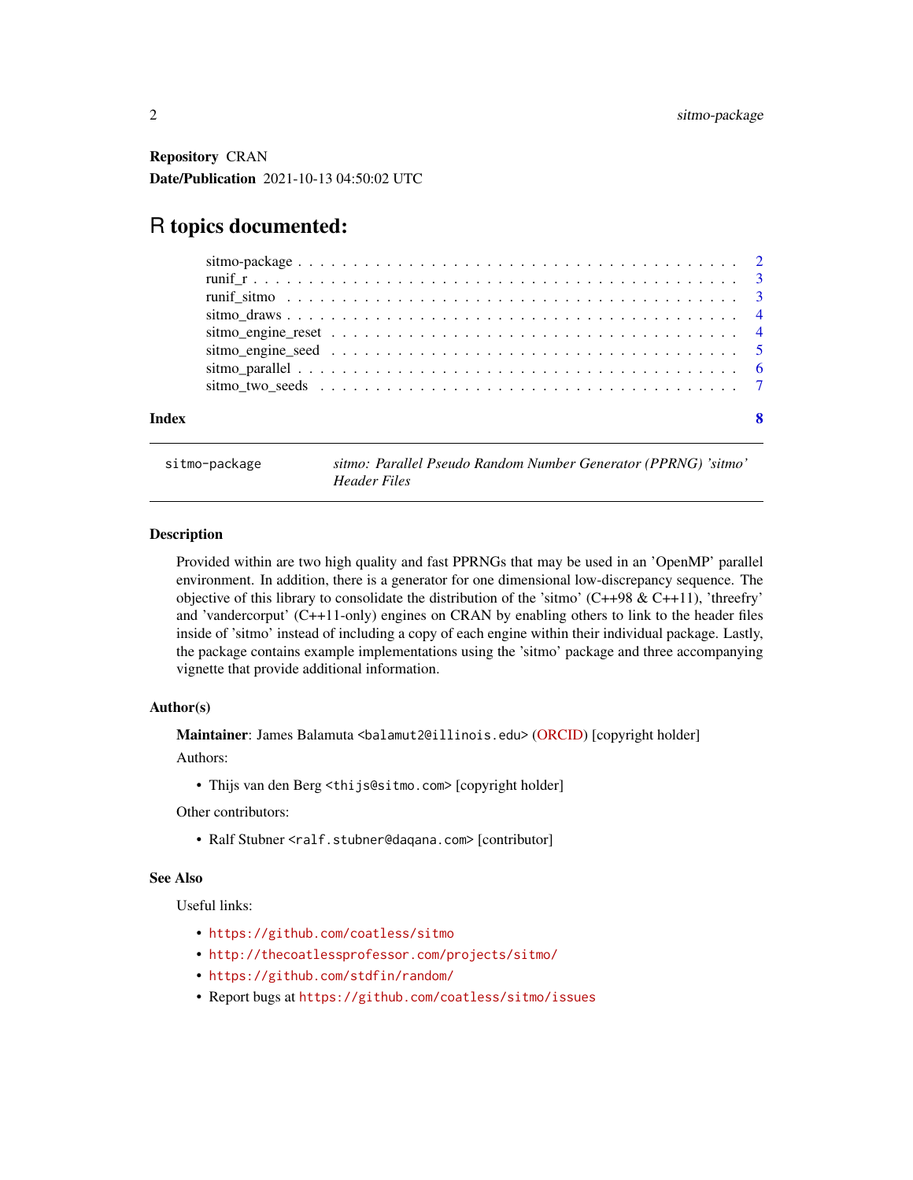**Repository** CRAN

**Date/Publication** 2021-10-13 04:50:02 UTC

# R topics documented:

- sitmo-package . . . . . . . . . . . . . . . . . . . . . . . . . . . . . . . . . . . . . . . . 2
- runif_r . . . . . . . . . . . . . . . . . . . . . . . . . . . . . . . . . . . . . . . . . . . . 3
- runif_sitmo . . . . . . . . . . . . . . . . . . . . . . . . . . . . . . . . . . . . . . . . . 3
- sitmo_draws . . . . . . . . . . . . . . . . . . . . . . . . . . . . . . . . . . . . . . . . . 4
- sitmo_engine_reset . . . . . . . . . . . . . . . . . . . . . . . . . . . . . . . . . . . . . 4
- sitmo_engine_seed . . . . . . . . . . . . . . . . . . . . . . . . . . . . . . . . . . . . . . 5
- sitmo_parallel . . . . . . . . . . . . . . . . . . . . . . . . . . . . . . . . . . . . . . . . 6
- sitmo_two_seeds . . . . . . . . . . . . . . . . . . . . . . . . . . . . . . . . . . . . . . . 7

**Index** 8

---

`sitmo-package` *sitmo: Parallel Pseudo Random Number Generator (PPRNG) 'sitmo' Header Files*

---

### Description

Provided within are two high quality and fast PPRNGs that may be used in an 'OpenMP' parallel environment. In addition, there is a generator for one dimensional low-discrepancy sequence. The objective of this library to consolidate the distribution of the 'sitmo' (C++98 & C++11), 'threefry' and 'vandercorput' (C++11-only) engines on CRAN by enabling others to link to the header files inside of 'sitmo' instead of including a copy of each engine within their individual package. Lastly, the package contains example implementations using the 'sitmo' package and three accompanying vignette that provide additional information.

### Author(s)

**Maintainer**: James Balamuta <balamut2@illinois.edu> (ORCID) [copyright holder]

Authors:

- Thijs van den Berg <thijs@sitmo.com> [copyright holder]

Other contributors:

- Ralf Stubner <ralf.stubner@daqana.com> [contributor]

### See Also

Useful links:

- https://github.com/coatless/sitmo
- http://thecoatlessprofessor.com/projects/sitmo/
- https://github.com/stdfin/random/
- Report bugs at https://github.com/coatless/sitmo/issues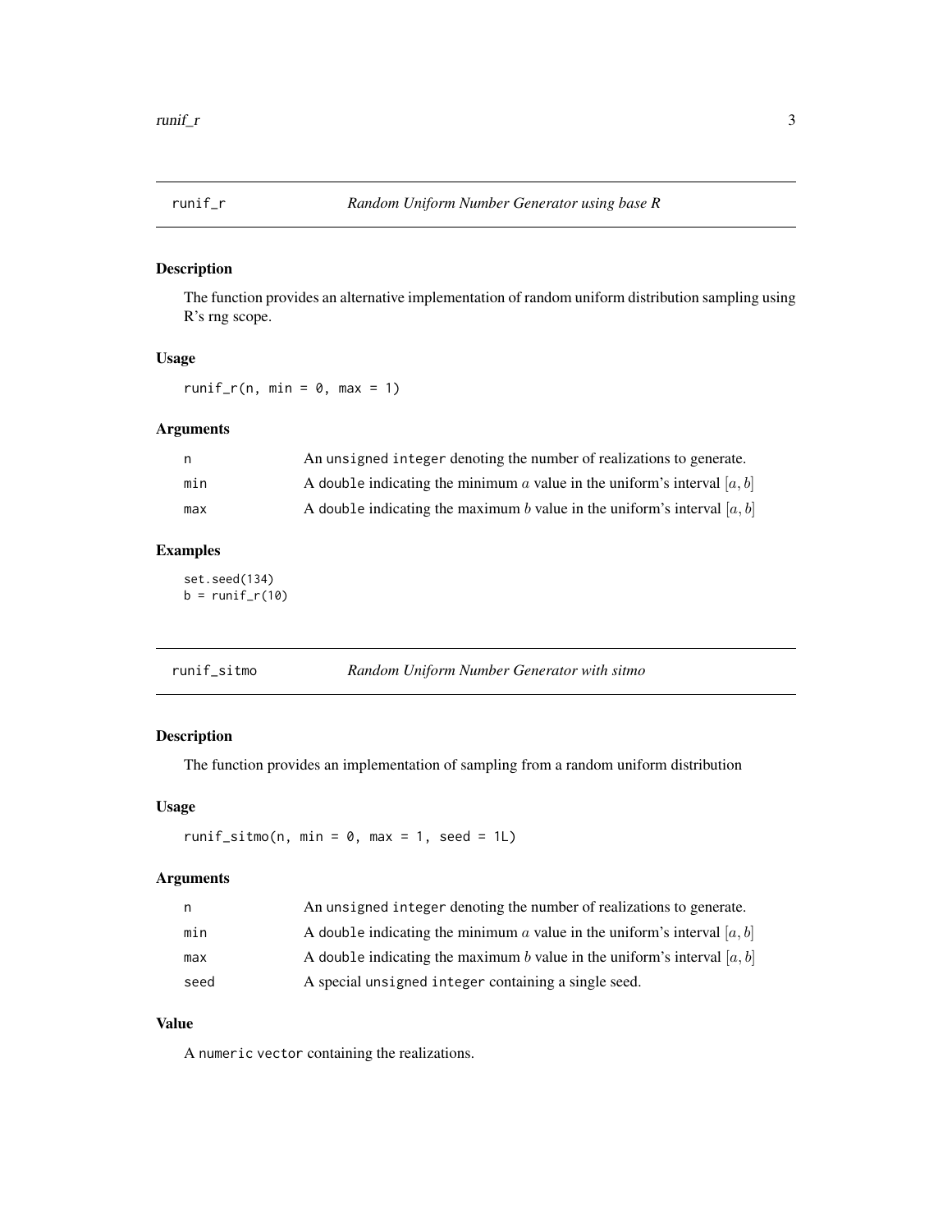## runif_r — *Random Uniform Number Generator using base R*

### Description

The function provides an alternative implementation of random uniform distribution sampling using R's rng scope.

### Usage

```
runif_r(n, min = 0, max = 1)
```

### Arguments

| | |
|---|---|
| n | An unsigned integer denoting the number of realizations to generate. |
| min | A double indicating the minimum $a$ value in the uniform's interval $[a, b]$ |
| max | A double indicating the maximum $b$ value in the uniform's interval $[a, b]$ |

### Examples

```
set.seed(134)
b = runif_r(10)
```

## runif_sitmo — *Random Uniform Number Generator with sitmo*

### Description

The function provides an implementation of sampling from a random uniform distribution

### Usage

```
runif_sitmo(n, min = 0, max = 1, seed = 1L)
```

### Arguments

| | |
|---|---|
| n | An unsigned integer denoting the number of realizations to generate. |
| min | A double indicating the minimum $a$ value in the uniform's interval $[a, b]$ |
| max | A double indicating the maximum $b$ value in the uniform's interval $[a, b]$ |
| seed | A special unsigned integer containing a single seed. |

### Value

A numeric vector containing the realizations.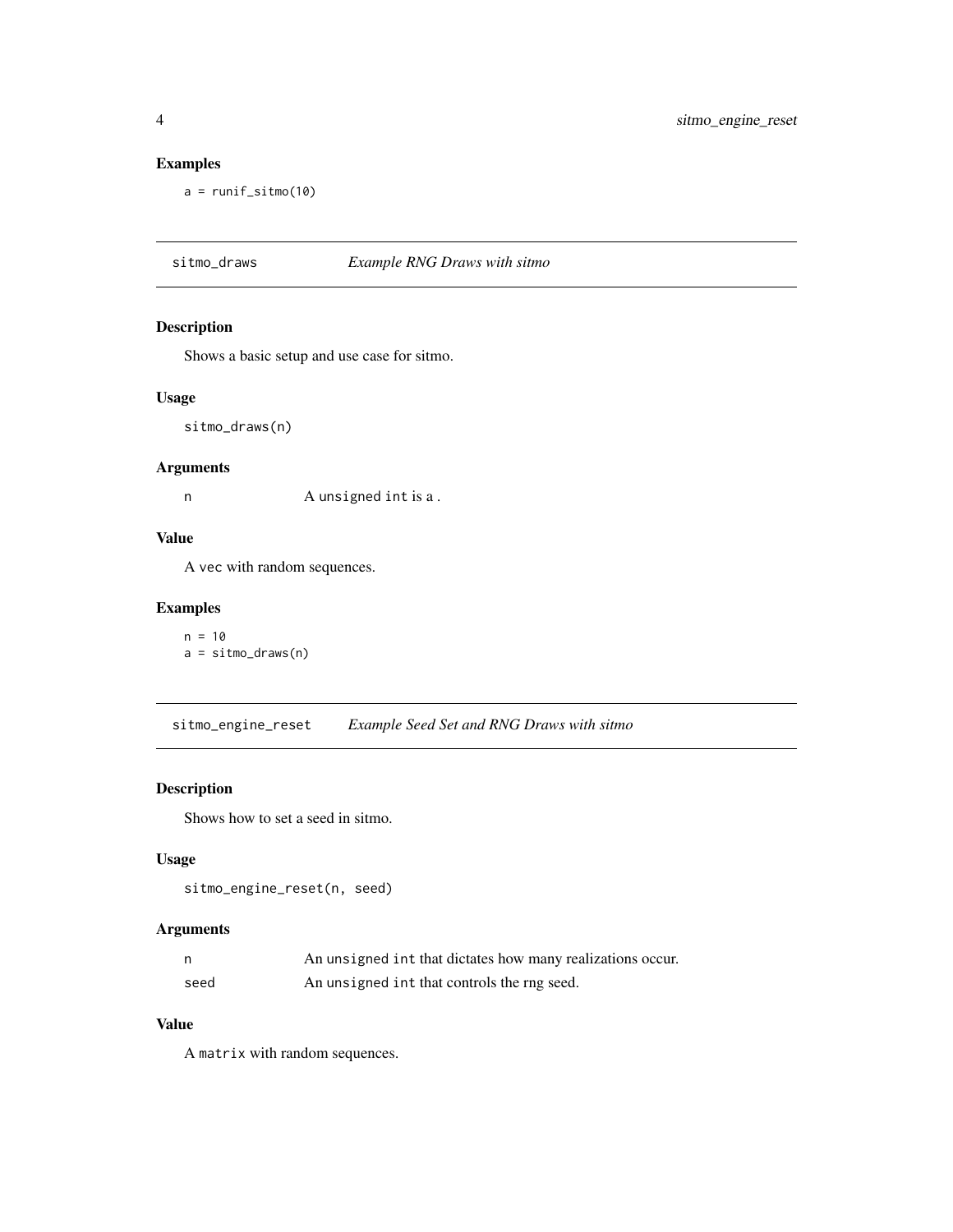## Examples

```
a = runif_sitmo(10)
```

---

# sitmo_draws — *Example RNG Draws with sitmo*

## Description

Shows a basic setup and use case for sitmo.

## Usage

```
sitmo_draws(n)
```

## Arguments

| | |
|---|---|
| n | A `unsigned int` is a . |

## Value

A `vec` with random sequences.

## Examples

```
n = 10
a = sitmo_draws(n)
```

---

# sitmo_engine_reset — *Example Seed Set and RNG Draws with sitmo*

## Description

Shows how to set a seed in sitmo.

## Usage

```
sitmo_engine_reset(n, seed)
```

## Arguments

| | |
|---|---|
| n | An `unsigned int` that dictates how many realizations occur. |
| seed | An `unsigned int` that controls the rng seed. |

## Value

A `matrix` with random sequences.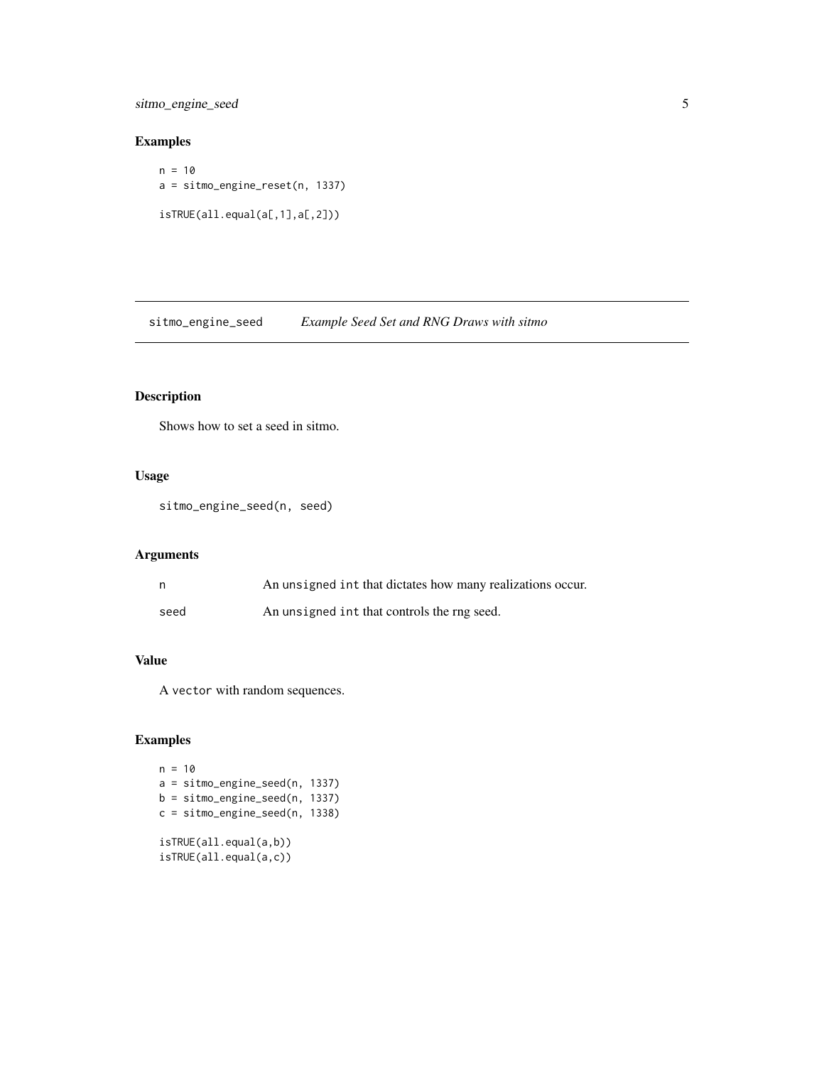## Examples

```
n = 10
a = sitmo_engine_reset(n, 1337)

isTRUE(all.equal(a[,1],a[,2]))
```

---

## sitmo_engine_seed — *Example Seed Set and RNG Draws with sitmo*

---

### Description

Shows how to set a seed in sitmo.

### Usage

```
sitmo_engine_seed(n, seed)
```

### Arguments

| | |
|---|---|
| n | An `unsigned int` that dictates how many realizations occur. |
| seed | An `unsigned int` that controls the rng seed. |

### Value

A `vector` with random sequences.

### Examples

```
n = 10
a = sitmo_engine_seed(n, 1337)
b = sitmo_engine_seed(n, 1337)
c = sitmo_engine_seed(n, 1338)

isTRUE(all.equal(a,b))
isTRUE(all.equal(a,c))
```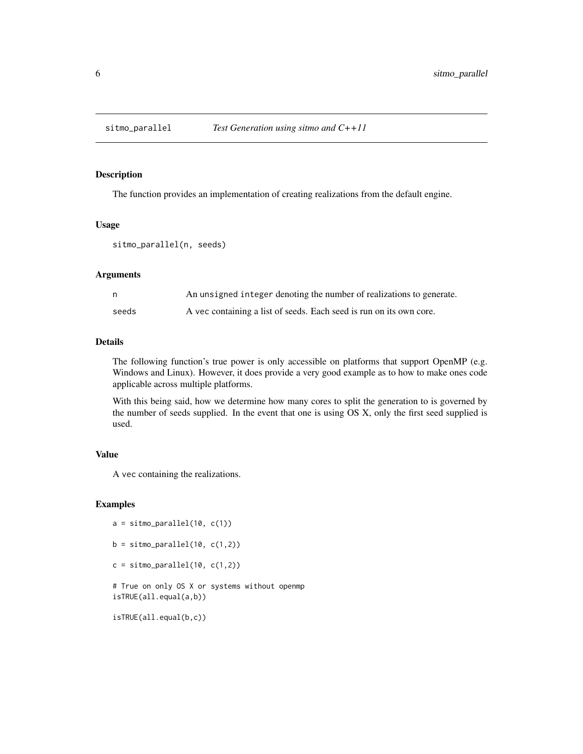## sitmo_parallel *Test Generation using sitmo and C++11*

### Description

The function provides an implementation of creating realizations from the default engine.

### Usage

```
sitmo_parallel(n, seeds)
```

### Arguments

| | |
|---|---|
| n | An `unsigned integer` denoting the number of realizations to generate. |
| seeds | A `vec` containing a list of seeds. Each seed is run on its own core. |

### Details

The following function's true power is only accessible on platforms that support OpenMP (e.g. Windows and Linux). However, it does provide a very good example as to how to make ones code applicable across multiple platforms.

With this being said, how we determine how many cores to split the generation to is governed by the number of seeds supplied. In the event that one is using OS X, only the first seed supplied is used.

### Value

A `vec` containing the realizations.

### Examples

```
a = sitmo_parallel(10, c(1))

b = sitmo_parallel(10, c(1,2))

c = sitmo_parallel(10, c(1,2))

# True on only OS X or systems without openmp
isTRUE(all.equal(a,b))

isTRUE(all.equal(b,c))
```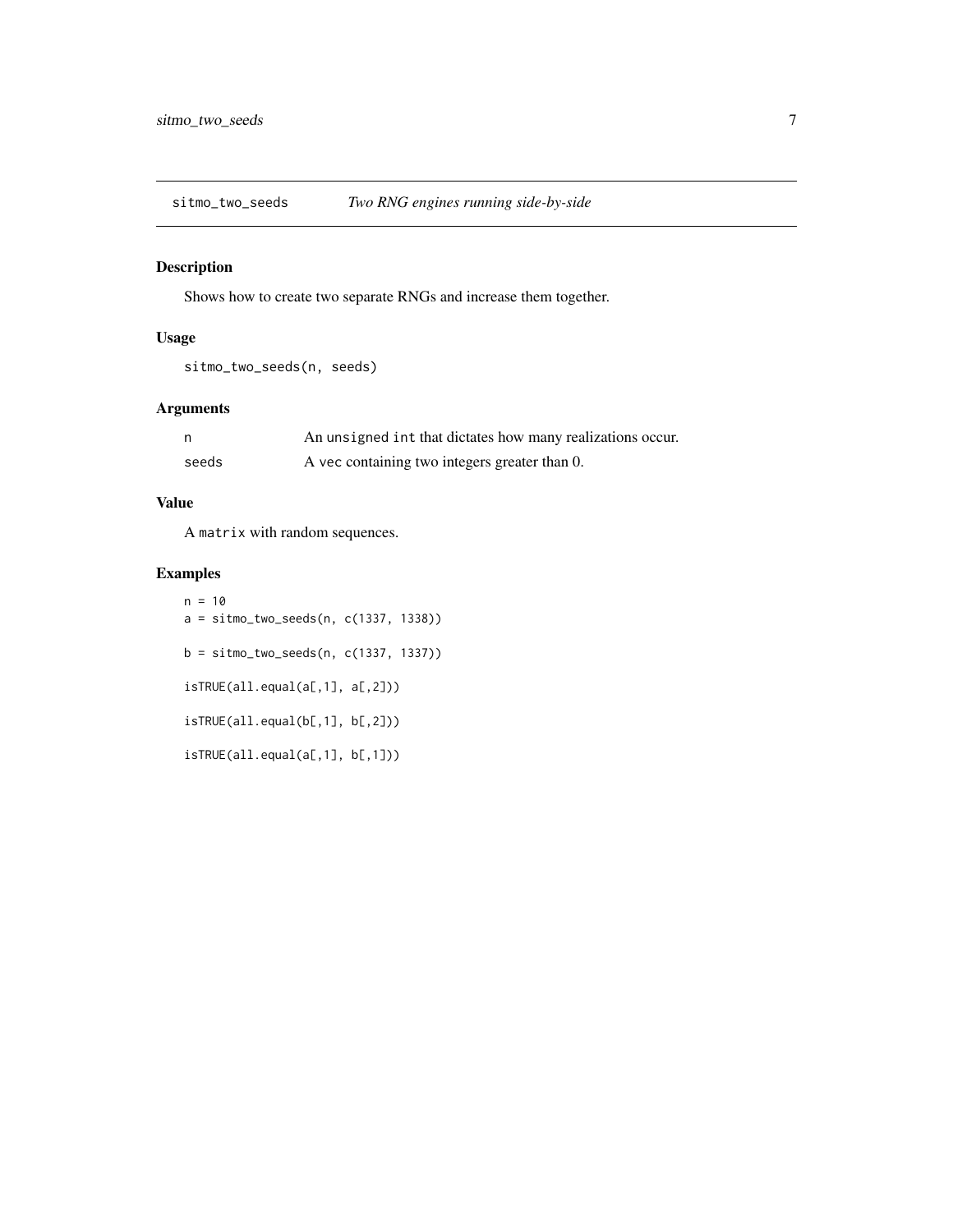`sitmo_two_seeds` *Two RNG engines running side-by-side*

## Description

Shows how to create two separate RNGs and increase them together.

## Usage

```
sitmo_two_seeds(n, seeds)
```

## Arguments

| | |
|---|---|
| n | An `unsigned int` that dictates how many realizations occur. |
| seeds | A `vec` containing two integers greater than 0. |

## Value

A `matrix` with random sequences.

## Examples

```
n = 10
a = sitmo_two_seeds(n, c(1337, 1338))

b = sitmo_two_seeds(n, c(1337, 1337))

isTRUE(all.equal(a[,1], a[,2]))

isTRUE(all.equal(b[,1], b[,2]))

isTRUE(all.equal(a[,1], b[,1]))
```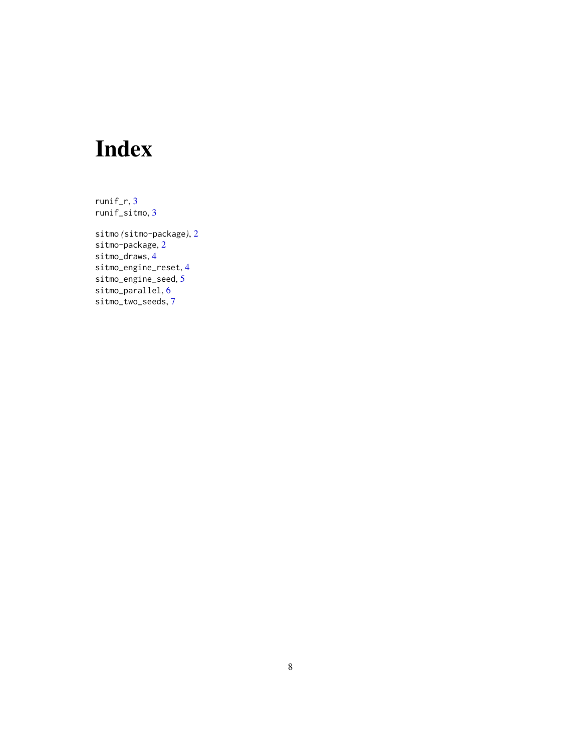# Index

runif_r, 3
runif_sitmo, 3

sitmo (sitmo-package), 2
sitmo-package, 2
sitmo_draws, 4
sitmo_engine_reset, 4
sitmo_engine_seed, 5
sitmo_parallel, 6
sitmo_two_seeds, 7